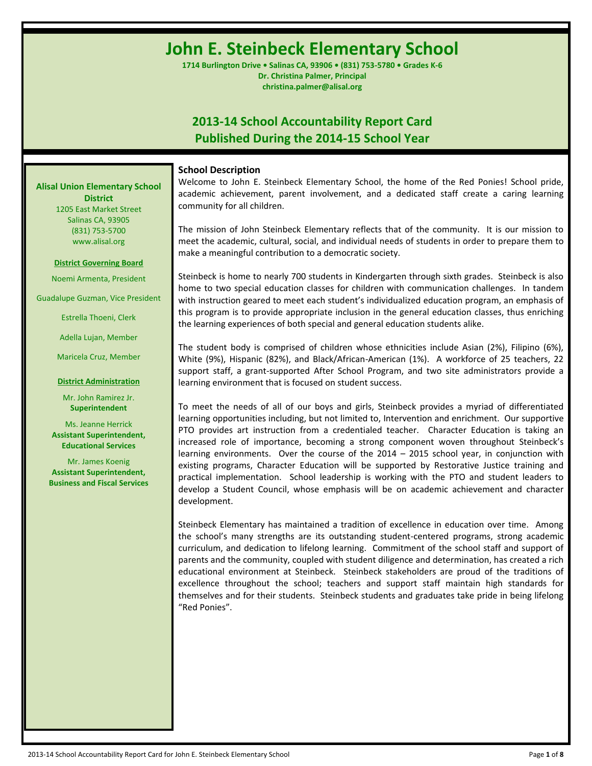# John E. Steinbeck Elementary School

**1714 Burlington Drive • Salinas CA, 93906 • (831) 753-5780 • Grades K-6**
**Dr. Christina Palmer, Principal**
**christina.palmer@alisal.org**

## 2013-14 School Accountability Report Card
## Published During the 2014-15 School Year

**Alisal Union Elementary School District**
1205 East Market Street
Salinas CA, 93905
(831) 753-5700
www.alisal.org

**District Governing Board**

Noemi Armenta, President

Guadalupe Guzman, Vice President

Estrella Thoeni, Clerk

Adella Lujan, Member

Maricela Cruz, Member

**District Administration**

Mr. John Ramirez Jr.
**Superintendent**

Ms. Jeanne Herrick
**Assistant Superintendent, Educational Services**

Mr. James Koenig
**Assistant Superintendent, Business and Fiscal Services**

### School Description

Welcome to John E. Steinbeck Elementary School, the home of the Red Ponies! School pride, academic achievement, parent involvement, and a dedicated staff create a caring learning community for all children.

The mission of John Steinbeck Elementary reflects that of the community. It is our mission to meet the academic, cultural, social, and individual needs of students in order to prepare them to make a meaningful contribution to a democratic society.

Steinbeck is home to nearly 700 students in Kindergarten through sixth grades. Steinbeck is also home to two special education classes for children with communication challenges. In tandem with instruction geared to meet each student's individualized education program, an emphasis of this program is to provide appropriate inclusion in the general education classes, thus enriching the learning experiences of both special and general education students alike.

The student body is comprised of children whose ethnicities include Asian (2%), Filipino (6%), White (9%), Hispanic (82%), and Black/African-American (1%). A workforce of 25 teachers, 22 support staff, a grant-supported After School Program, and two site administrators provide a learning environment that is focused on student success.

To meet the needs of all of our boys and girls, Steinbeck provides a myriad of differentiated learning opportunities including, but not limited to, Intervention and enrichment. Our supportive PTO provides art instruction from a credentialed teacher. Character Education is taking an increased role of importance, becoming a strong component woven throughout Steinbeck's learning environments. Over the course of the 2014 – 2015 school year, in conjunction with existing programs, Character Education will be supported by Restorative Justice training and practical implementation. School leadership is working with the PTO and student leaders to develop a Student Council, whose emphasis will be on academic achievement and character development.

Steinbeck Elementary has maintained a tradition of excellence in education over time. Among the school's many strengths are its outstanding student-centered programs, strong academic curriculum, and dedication to lifelong learning. Commitment of the school staff and support of parents and the community, coupled with student diligence and determination, has created a rich educational environment at Steinbeck. Steinbeck stakeholders are proud of the traditions of excellence throughout the school; teachers and support staff maintain high standards for themselves and for their students. Steinbeck students and graduates take pride in being lifelong "Red Ponies".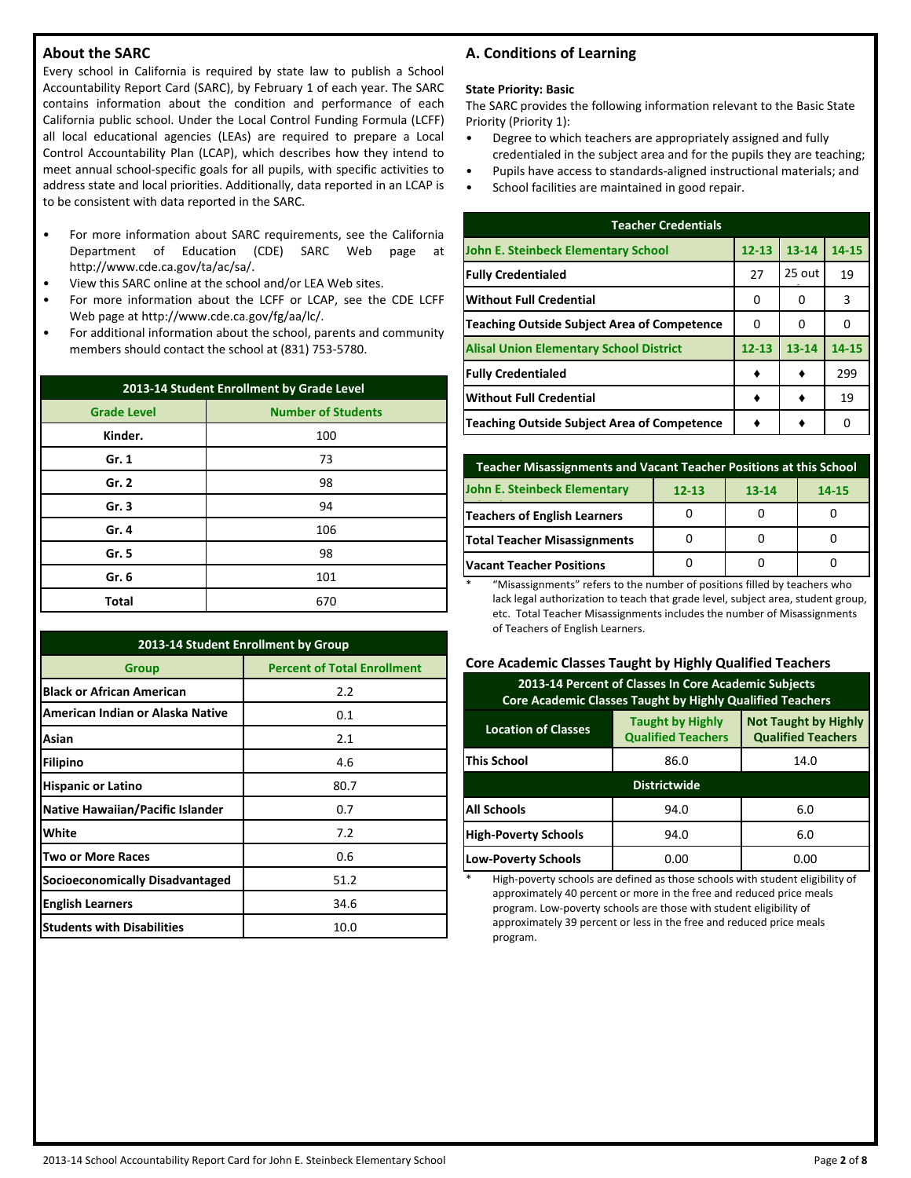## About the SARC

Every school in California is required by state law to publish a School Accountability Report Card (SARC), by February 1 of each year. The SARC contains information about the condition and performance of each California public school. Under the Local Control Funding Formula (LCFF) all local educational agencies (LEAs) are required to prepare a Local Control Accountability Plan (LCAP), which describes how they intend to meet annual school-specific goals for all pupils, with specific activities to address state and local priorities. Additionally, data reported in an LCAP is to be consistent with data reported in the SARC.

- For more information about SARC requirements, see the California Department of Education (CDE) SARC Web page at http://www.cde.ca.gov/ta/ac/sa/.
- View this SARC online at the school and/or LEA Web sites.
- For more information about the LCFF or LCAP, see the CDE LCFF Web page at http://www.cde.ca.gov/fg/aa/lc/.
- For additional information about the school, parents and community members should contact the school at (831) 753-5780.

| 2013-14 Student Enrollment by Grade Level | |
|---|---|
| **Grade Level** | **Number of Students** |
| Kinder. | 100 |
| Gr. 1 | 73 |
| Gr. 2 | 98 |
| Gr. 3 | 94 |
| Gr. 4 | 106 |
| Gr. 5 | 98 |
| Gr. 6 | 101 |
| Total | 670 |

| 2013-14 Student Enrollment by Group | |
|---|---|
| **Group** | **Percent of Total Enrollment** |
| Black or African American | 2.2 |
| American Indian or Alaska Native | 0.1 |
| Asian | 2.1 |
| Filipino | 4.6 |
| Hispanic or Latino | 80.7 |
| Native Hawaiian/Pacific Islander | 0.7 |
| White | 7.2 |
| Two or More Races | 0.6 |
| Socioeconomically Disadvantaged | 51.2 |
| English Learners | 34.6 |
| Students with Disabilities | 10.0 |

## A. Conditions of Learning

**State Priority: Basic**

The SARC provides the following information relevant to the Basic State Priority (Priority 1):

- Degree to which teachers are appropriately assigned and fully credentialed in the subject area and for the pupils they are teaching;
- Pupils have access to standards-aligned instructional materials; and
- School facilities are maintained in good repair.

| Teacher Credentials | | | |
|---|---|---|---|
| **John E. Steinbeck Elementary School** | **12-13** | **13-14** | **14-15** |
| Fully Credentialed | 27 | 25 out | 19 |
| Without Full Credential | 0 | 0 | 3 |
| Teaching Outside Subject Area of Competence | 0 | 0 | 0 |
| **Alisal Union Elementary School District** | **12-13** | **13-14** | **14-15** |
| Fully Credentialed | ♦ | ♦ | 299 |
| Without Full Credential | ♦ | ♦ | 19 |
| Teaching Outside Subject Area of Competence | ♦ | ♦ | 0 |

| Teacher Misassignments and Vacant Teacher Positions at this School | | | |
|---|---|---|---|
| **John E. Steinbeck Elementary** | **12-13** | **13-14** | **14-15** |
| Teachers of English Learners | 0 | 0 | 0 |
| Total Teacher Misassignments | 0 | 0 | 0 |
| Vacant Teacher Positions | 0 | 0 | 0 |

\* "Misassignments" refers to the number of positions filled by teachers who lack legal authorization to teach that grade level, subject area, student group, etc. Total Teacher Misassignments includes the number of Misassignments of Teachers of English Learners.

### Core Academic Classes Taught by Highly Qualified Teachers

| 2013-14 Percent of Classes In Core Academic Subjects Core Academic Classes Taught by Highly Qualified Teachers | | |
|---|---|---|
| **Location of Classes** | **Taught by Highly Qualified Teachers** | **Not Taught by Highly Qualified Teachers** |
| This School | 86.0 | 14.0 |
| **Districtwide** | | |
| All Schools | 94.0 | 6.0 |
| High-Poverty Schools | 94.0 | 6.0 |
| Low-Poverty Schools | 0.00 | 0.00 |

\* High-poverty schools are defined as those schools with student eligibility of approximately 40 percent or more in the free and reduced price meals program. Low-poverty schools are those with student eligibility of approximately 39 percent or less in the free and reduced price meals program.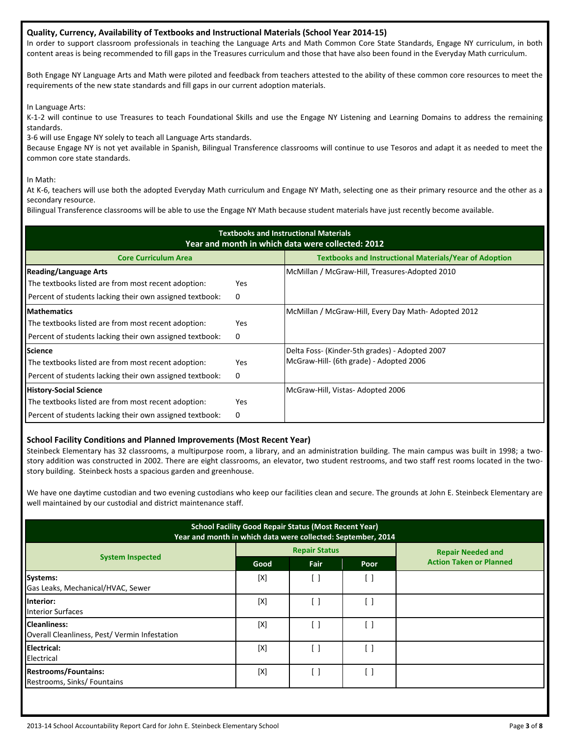### Quality, Currency, Availability of Textbooks and Instructional Materials (School Year 2014-15)

In order to support classroom professionals in teaching the Language Arts and Math Common Core State Standards, Engage NY curriculum, in both content areas is being recommended to fill gaps in the Treasures curriculum and those that have also been found in the Everyday Math curriculum.

Both Engage NY Language Arts and Math were piloted and feedback from teachers attested to the ability of these common core resources to meet the requirements of the new state standards and fill gaps in our current adoption materials.

In Language Arts:
K-1-2 will continue to use Treasures to teach Foundational Skills and use the Engage NY Listening and Learning Domains to address the remaining standards.
3-6 will use Engage NY solely to teach all Language Arts standards.
Because Engage NY is not yet available in Spanish, Bilingual Transference classrooms will continue to use Tesoros and adapt it as needed to meet the common core state standards.

In Math:
At K-6, teachers will use both the adopted Everyday Math curriculum and Engage NY Math, selecting one as their primary resource and the other as a secondary resource.
Bilingual Transference classrooms will be able to use the Engage NY Math because student materials have just recently become available.

| Textbooks and Instructional Materials<br>Year and month in which data were collected: 2012 | | |
|---|---|---|
| **Core Curriculum Area** | | **Textbooks and Instructional Materials/Year of Adoption** |
| **Reading/Language Arts** | | McMillan / McGraw-Hill, Treasures-Adopted 2010 |
| The textbooks listed are from most recent adoption: | Yes | |
| Percent of students lacking their own assigned textbook: | 0 | |
| **Mathematics** | | McMillan / McGraw-Hill, Every Day Math- Adopted 2012 |
| The textbooks listed are from most recent adoption: | Yes | |
| Percent of students lacking their own assigned textbook: | 0 | |
| **Science** | | Delta Foss- (Kinder-5th grades) - Adopted 2007<br>McGraw-Hill- (6th grade) - Adopted 2006 |
| The textbooks listed are from most recent adoption: | Yes | |
| Percent of students lacking their own assigned textbook: | 0 | |
| **History-Social Science** | | McGraw-Hill, Vistas- Adopted 2006 |
| The textbooks listed are from most recent adoption: | Yes | |
| Percent of students lacking their own assigned textbook: | 0 | |

### School Facility Conditions and Planned Improvements (Most Recent Year)

Steinbeck Elementary has 32 classrooms, a multipurpose room, a library, and an administration building. The main campus was built in 1998; a two-story addition was constructed in 2002. There are eight classrooms, an elevator, two student restrooms, and two staff rest rooms located in the two-story building. Steinbeck hosts a spacious garden and greenhouse.

We have one daytime custodian and two evening custodians who keep our facilities clean and secure. The grounds at John E. Steinbeck Elementary are well maintained by our custodial and district maintenance staff.

| School Facility Good Repair Status (Most Recent Year)<br>Year and month in which data were collected: September, 2014 | | | | |
|---|---|---|---|---|
| **System Inspected** | **Repair Status** | | | **Repair Needed and Action Taken or Planned** |
| | **Good** | **Fair** | **Poor** | |
| **Systems:**<br>Gas Leaks, Mechanical/HVAC, Sewer | [X] | [ ] | [ ] | |
| **Interior:**<br>Interior Surfaces | [X] | [ ] | [ ] | |
| **Cleanliness:**<br>Overall Cleanliness, Pest/ Vermin Infestation | [X] | [ ] | [ ] | |
| **Electrical:**<br>Electrical | [X] | [ ] | [ ] | |
| **Restrooms/Fountains:**<br>Restrooms, Sinks/ Fountains | [X] | [ ] | [ ] | |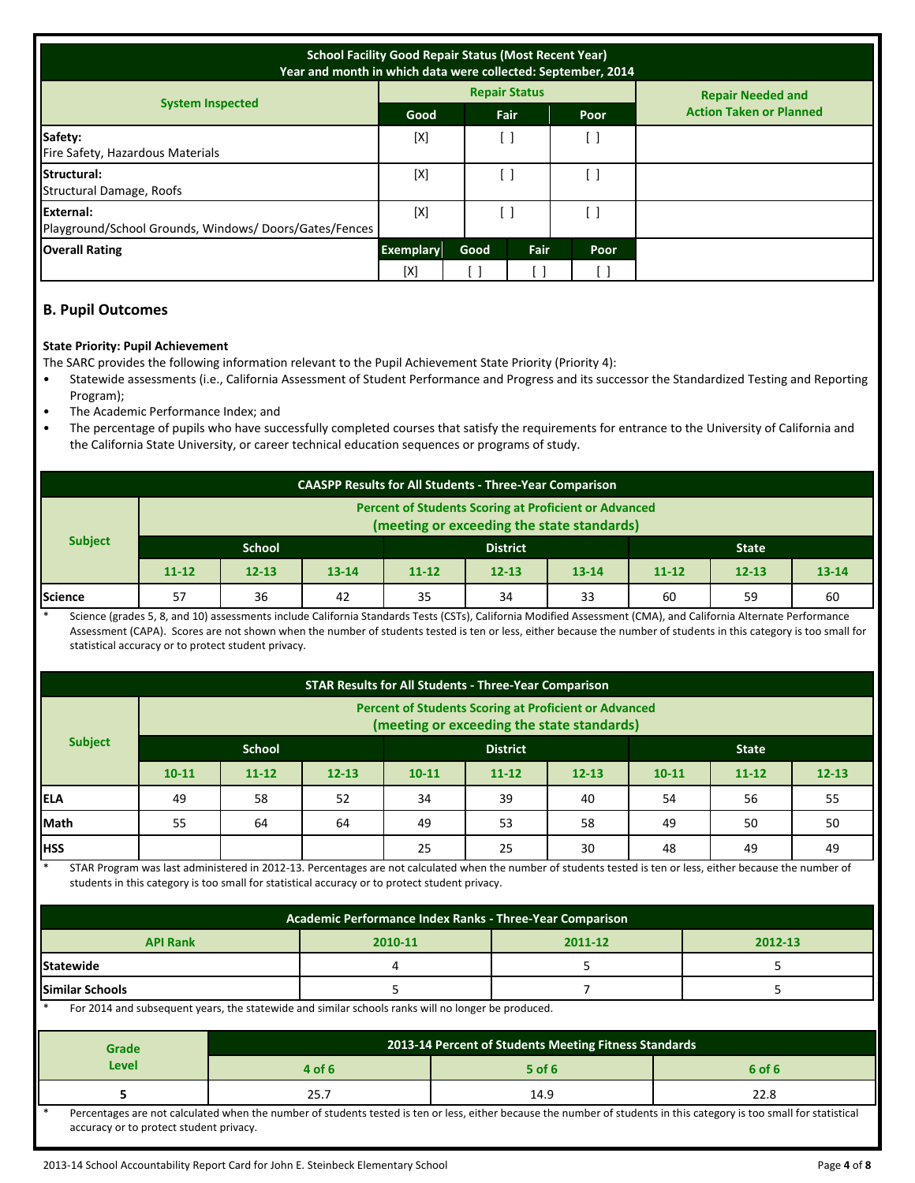| School Facility Good Repair Status (Most Recent Year) Year and month in which data were collected: September, 2014 | | | | | |
|---|---|---|---|---|---|
| **System Inspected** | **Repair Status** | | | | **Repair Needed and Action Taken or Planned** |
| | **Good** | **Fair** | | **Poor** | |
| **Safety:** Fire Safety, Hazardous Materials | [X] | [ ] | | [ ] | |
| **Structural:** Structural Damage, Roofs | [X] | [ ] | | [ ] | |
| **External:** Playground/School Grounds, Windows/ Doors/Gates/Fences | [X] | [ ] | | [ ] | |
| **Overall Rating** | **Exemplary** | **Good** | **Fair** | **Poor** | |
| | [X] | [ ] | [ ] | [ ] | |

## B. Pupil Outcomes

**State Priority: Pupil Achievement**

The SARC provides the following information relevant to the Pupil Achievement State Priority (Priority 4):

- Statewide assessments (i.e., California Assessment of Student Performance and Progress and its successor the Standardized Testing and Reporting Program);
- The Academic Performance Index; and
- The percentage of pupils who have successfully completed courses that satisfy the requirements for entrance to the University of California and the California State University, or career technical education sequences or programs of study.

| CAASPP Results for All Students - Three-Year Comparison | | | | | | | | | |
|---|---|---|---|---|---|---|---|---|---|
| **Subject** | **Percent of Students Scoring at Proficient or Advanced (meeting or exceeding the state standards)** | | | | | | | | |
| | **School** | | | **District** | | | **State** | | |
| | **11-12** | **12-13** | **13-14** | **11-12** | **12-13** | **13-14** | **11-12** | **12-13** | **13-14** |
| **Science** | 57 | 36 | 42 | 35 | 34 | 33 | 60 | 59 | 60 |

\* Science (grades 5, 8, and 10) assessments include California Standards Tests (CSTs), California Modified Assessment (CMA), and California Alternate Performance Assessment (CAPA). Scores are not shown when the number of students tested is ten or less, either because the number of students in this category is too small for statistical accuracy or to protect student privacy.

| STAR Results for All Students - Three-Year Comparison | | | | | | | | | |
|---|---|---|---|---|---|---|---|---|---|
| **Subject** | **Percent of Students Scoring at Proficient or Advanced (meeting or exceeding the state standards)** | | | | | | | | |
| | **School** | | | **District** | | | **State** | | |
| | **10-11** | **11-12** | **12-13** | **10-11** | **11-12** | **12-13** | **10-11** | **11-12** | **12-13** |
| **ELA** | 49 | 58 | 52 | 34 | 39 | 40 | 54 | 56 | 55 |
| **Math** | 55 | 64 | 64 | 49 | 53 | 58 | 49 | 50 | 50 |
| **HSS** | | | | 25 | 25 | 30 | 48 | 49 | 49 |

\* STAR Program was last administered in 2012-13. Percentages are not calculated when the number of students tested is ten or less, either because the number of students in this category is too small for statistical accuracy or to protect student privacy.

| Academic Performance Index Ranks - Three-Year Comparison | | | |
|---|---|---|---|
| **API Rank** | **2010-11** | **2011-12** | **2012-13** |
| **Statewide** | 4 | 5 | 5 |
| **Similar Schools** | 5 | 7 | 5 |

\* For 2014 and subsequent years, the statewide and similar schools ranks will no longer be produced.

| **Grade Level** | **2013-14 Percent of Students Meeting Fitness Standards** | | |
|---|---|---|---|
| | **4 of 6** | **5 of 6** | **6 of 6** |
| **5** | 25.7 | 14.9 | 22.8 |

\* Percentages are not calculated when the number of students tested is ten or less, either because the number of students in this category is too small for statistical accuracy or to protect student privacy.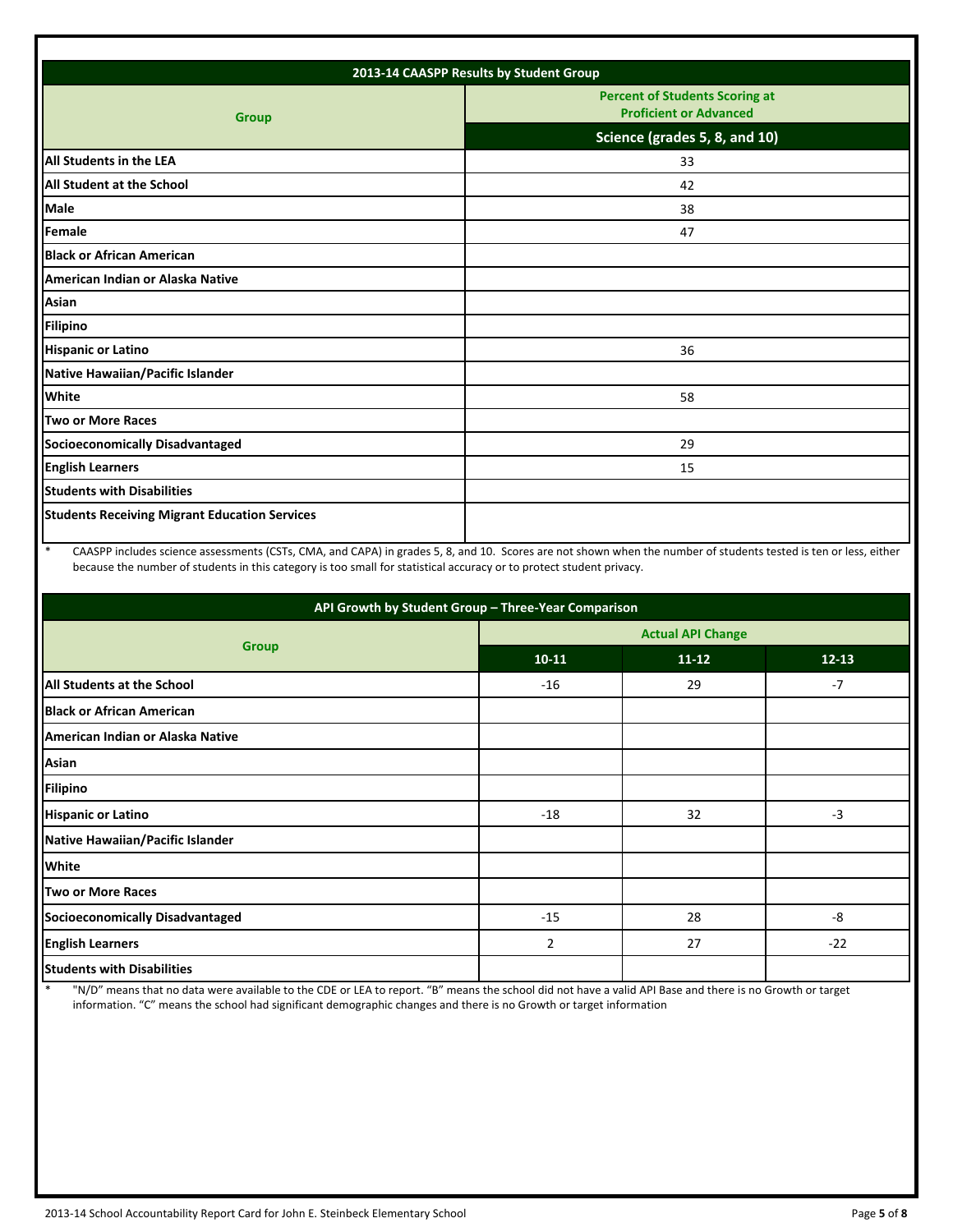| 2013-14 CAASPP Results by Student Group | |
|---|---|
| **Group** | **Percent of Students Scoring at Proficient or Advanced** |
| | **Science (grades 5, 8, and 10)** |
| **All Students in the LEA** | 33 |
| **All Student at the School** | 42 |
| **Male** | 38 |
| **Female** | 47 |
| **Black or African American** | |
| **American Indian or Alaska Native** | |
| **Asian** | |
| **Filipino** | |
| **Hispanic or Latino** | 36 |
| **Native Hawaiian/Pacific Islander** | |
| **White** | 58 |
| **Two or More Races** | |
| **Socioeconomically Disadvantaged** | 29 |
| **English Learners** | 15 |
| **Students with Disabilities** | |
| **Students Receiving Migrant Education Services** | |

\* CAASPP includes science assessments (CSTs, CMA, and CAPA) in grades 5, 8, and 10. Scores are not shown when the number of students tested is ten or less, either because the number of students in this category is too small for statistical accuracy or to protect student privacy.

| API Growth by Student Group – Three-Year Comparison | | | |
|---|---|---|---|
| **Group** | **Actual API Change** | | |
| | **10-11** | **11-12** | **12-13** |
| **All Students at the School** | -16 | 29 | -7 |
| **Black or African American** | | | |
| **American Indian or Alaska Native** | | | |
| **Asian** | | | |
| **Filipino** | | | |
| **Hispanic or Latino** | -18 | 32 | -3 |
| **Native Hawaiian/Pacific Islander** | | | |
| **White** | | | |
| **Two or More Races** | | | |
| **Socioeconomically Disadvantaged** | -15 | 28 | -8 |
| **English Learners** | 2 | 27 | -22 |
| **Students with Disabilities** | | | |

\* "N/D" means that no data were available to the CDE or LEA to report. "B" means the school did not have a valid API Base and there is no Growth or target information. "C" means the school had significant demographic changes and there is no Growth or target information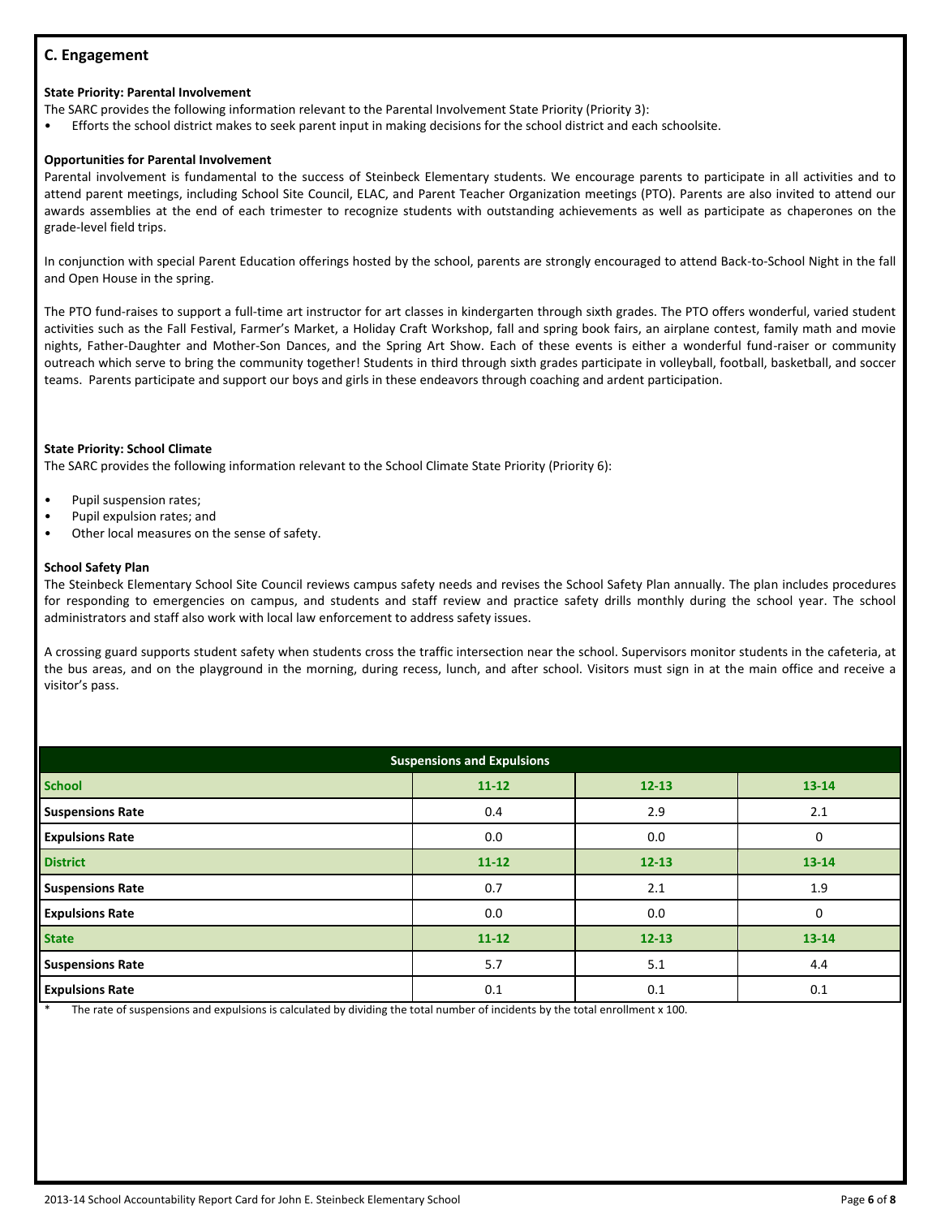## C. Engagement

**State Priority: Parental Involvement**

The SARC provides the following information relevant to the Parental Involvement State Priority (Priority 3):

- Efforts the school district makes to seek parent input in making decisions for the school district and each schoolsite.

**Opportunities for Parental Involvement**

Parental involvement is fundamental to the success of Steinbeck Elementary students. We encourage parents to participate in all activities and to attend parent meetings, including School Site Council, ELAC, and Parent Teacher Organization meetings (PTO). Parents are also invited to attend our awards assemblies at the end of each trimester to recognize students with outstanding achievements as well as participate as chaperones on the grade-level field trips.

In conjunction with special Parent Education offerings hosted by the school, parents are strongly encouraged to attend Back-to-School Night in the fall and Open House in the spring.

The PTO fund-raises to support a full-time art instructor for art classes in kindergarten through sixth grades. The PTO offers wonderful, varied student activities such as the Fall Festival, Farmer's Market, a Holiday Craft Workshop, fall and spring book fairs, an airplane contest, family math and movie nights, Father-Daughter and Mother-Son Dances, and the Spring Art Show. Each of these events is either a wonderful fund-raiser or community outreach which serve to bring the community together! Students in third through sixth grades participate in volleyball, football, basketball, and soccer teams. Parents participate and support our boys and girls in these endeavors through coaching and ardent participation.

**State Priority: School Climate**

The SARC provides the following information relevant to the School Climate State Priority (Priority 6):

- Pupil suspension rates;
- Pupil expulsion rates; and
- Other local measures on the sense of safety.

**School Safety Plan**

The Steinbeck Elementary School Site Council reviews campus safety needs and revises the School Safety Plan annually. The plan includes procedures for responding to emergencies on campus, and students and staff review and practice safety drills monthly during the school year. The school administrators and staff also work with local law enforcement to address safety issues.

A crossing guard supports student safety when students cross the traffic intersection near the school. Supervisors monitor students in the cafeteria, at the bus areas, and on the playground in the morning, during recess, lunch, and after school. Visitors must sign in at the main office and receive a visitor's pass.

| Suspensions and Expulsions | | | |
|---|---|---|---|
| **School** | **11-12** | **12-13** | **13-14** |
| Suspensions Rate | 0.4 | 2.9 | 2.1 |
| Expulsions Rate | 0.0 | 0.0 | 0 |
| **District** | **11-12** | **12-13** | **13-14** |
| Suspensions Rate | 0.7 | 2.1 | 1.9 |
| Expulsions Rate | 0.0 | 0.0 | 0 |
| **State** | **11-12** | **12-13** | **13-14** |
| Suspensions Rate | 5.7 | 5.1 | 4.4 |
| Expulsions Rate | 0.1 | 0.1 | 0.1 |

\* The rate of suspensions and expulsions is calculated by dividing the total number of incidents by the total enrollment x 100.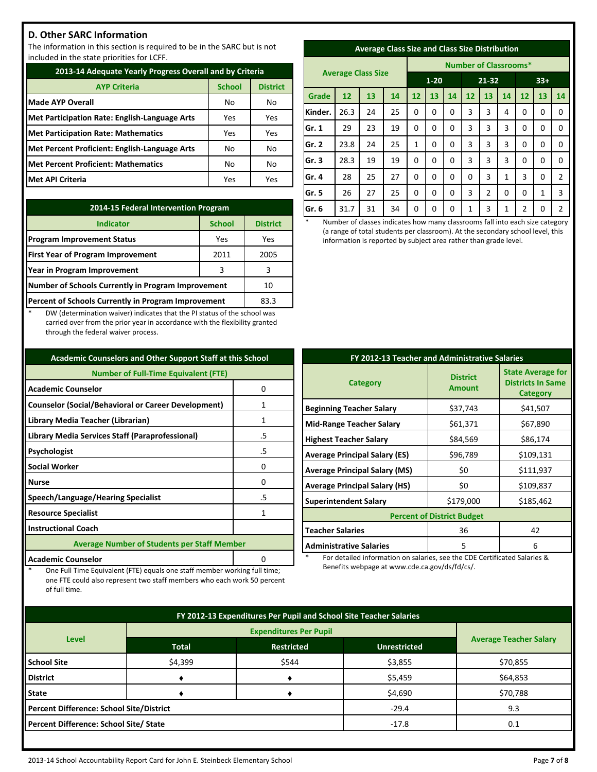## D. Other SARC Information

The information in this section is required to be in the SARC but is not included in the state priorities for LCFF.

| 2013-14 Adequate Yearly Progress Overall and by Criteria | | |
|---|---|---|
| **AYP Criteria** | **School** | **District** |
| Made AYP Overall | No | No |
| Met Participation Rate: English-Language Arts | Yes | Yes |
| Met Participation Rate: Mathematics | Yes | Yes |
| Met Percent Proficient: English-Language Arts | No | No |
| Met Percent Proficient: Mathematics | No | No |
| Met API Criteria | Yes | Yes |

| 2014-15 Federal Intervention Program | | |
|---|---|---|
| **Indicator** | **School** | **District** |
| Program Improvement Status | Yes | Yes |
| First Year of Program Improvement | 2011 | 2005 |
| Year in Program Improvement | 3 | 3 |
| Number of Schools Currently in Program Improvement | | 10 |
| Percent of Schools Currently in Program Improvement | | 83.3 |

\* DW (determination waiver) indicates that the PI status of the school was carried over from the prior year in accordance with the flexibility granted through the federal waiver process.

| Average Class Size and Class Size Distribution | | | | | | | | | | | | |
|---|---|---|---|---|---|---|---|---|---|---|---|---|
| Average Class Size | | | | Number of Classrooms* | | | | | | | | |
| | | | | 1-20 | | | 21-32 | | | 33+ | | |
| **Grade** | **12** | **13** | **14** | **12** | **13** | **14** | **12** | **13** | **14** | **12** | **13** | **14** |
| Kinder. | 26.3 | 24 | 25 | 0 | 0 | 0 | 3 | 3 | 4 | 0 | 0 | 0 |
| Gr. 1 | 29 | 23 | 19 | 0 | 0 | 0 | 3 | 3 | 3 | 0 | 0 | 0 |
| Gr. 2 | 23.8 | 24 | 25 | 1 | 0 | 0 | 3 | 3 | 3 | 0 | 0 | 0 |
| Gr. 3 | 28.3 | 19 | 19 | 0 | 0 | 0 | 3 | 3 | 3 | 0 | 0 | 0 |
| Gr. 4 | 28 | 25 | 27 | 0 | 0 | 0 | 0 | 3 | 1 | 3 | 0 | 2 |
| Gr. 5 | 26 | 27 | 25 | 0 | 0 | 0 | 3 | 2 | 0 | 0 | 1 | 3 |
| Gr. 6 | 31.7 | 31 | 34 | 0 | 0 | 0 | 1 | 3 | 1 | 2 | 0 | 2 |

\* Number of classes indicates how many classrooms fall into each size category (a range of total students per classroom). At the secondary school level, this information is reported by subject area rather than grade level.

| Academic Counselors and Other Support Staff at this School | |
|---|---|
| **Number of Full-Time Equivalent (FTE)** | |
| Academic Counselor | 0 |
| Counselor (Social/Behavioral or Career Development) | 1 |
| Library Media Teacher (Librarian) | 1 |
| Library Media Services Staff (Paraprofessional) | .5 |
| Psychologist | .5 |
| Social Worker | 0 |
| Nurse | 0 |
| Speech/Language/Hearing Specialist | .5 |
| Resource Specialist | 1 |
| Instructional Coach | |
| **Average Number of Students per Staff Member** | |
| Academic Counselor | 0 |

\* One Full Time Equivalent (FTE) equals one staff member working full time; one FTE could also represent two staff members who each work 50 percent of full time.

| FY 2012-13 Teacher and Administrative Salaries | | |
|---|---|---|
| **Category** | **District Amount** | **State Average for Districts In Same Category** |
| Beginning Teacher Salary | $37,743 | $41,507 |
| Mid-Range Teacher Salary | $61,371 | $67,890 |
| Highest Teacher Salary | $84,569 | $86,174 |
| Average Principal Salary (ES) | $96,789 | $109,131 |
| Average Principal Salary (MS) | $0 | $111,937 |
| Average Principal Salary (HS) | $0 | $109,837 |
| Superintendent Salary | $179,000 | $185,462 |
| **Percent of District Budget** | | |
| Teacher Salaries | 36 | 42 |
| Administrative Salaries | 5 | 6 |

\* For detailed information on salaries, see the CDE Certificated Salaries & Benefits webpage at www.cde.ca.gov/ds/fd/cs/.

| FY 2012-13 Expenditures Per Pupil and School Site Teacher Salaries | | | | |
|---|---|---|---|---|
| Level | Expenditures Per Pupil | | | Average Teacher Salary |
| | Total | Restricted | Unrestricted | |
| School Site | $4,399 | $544 | $3,855 | $70,855 |
| District | ♦ | ♦ | $5,459 | $64,853 |
| State | ♦ | ♦ | $4,690 | $70,788 |
| Percent Difference: School Site/District | | | -29.4 | 9.3 |
| Percent Difference: School Site/ State | | | -17.8 | 0.1 |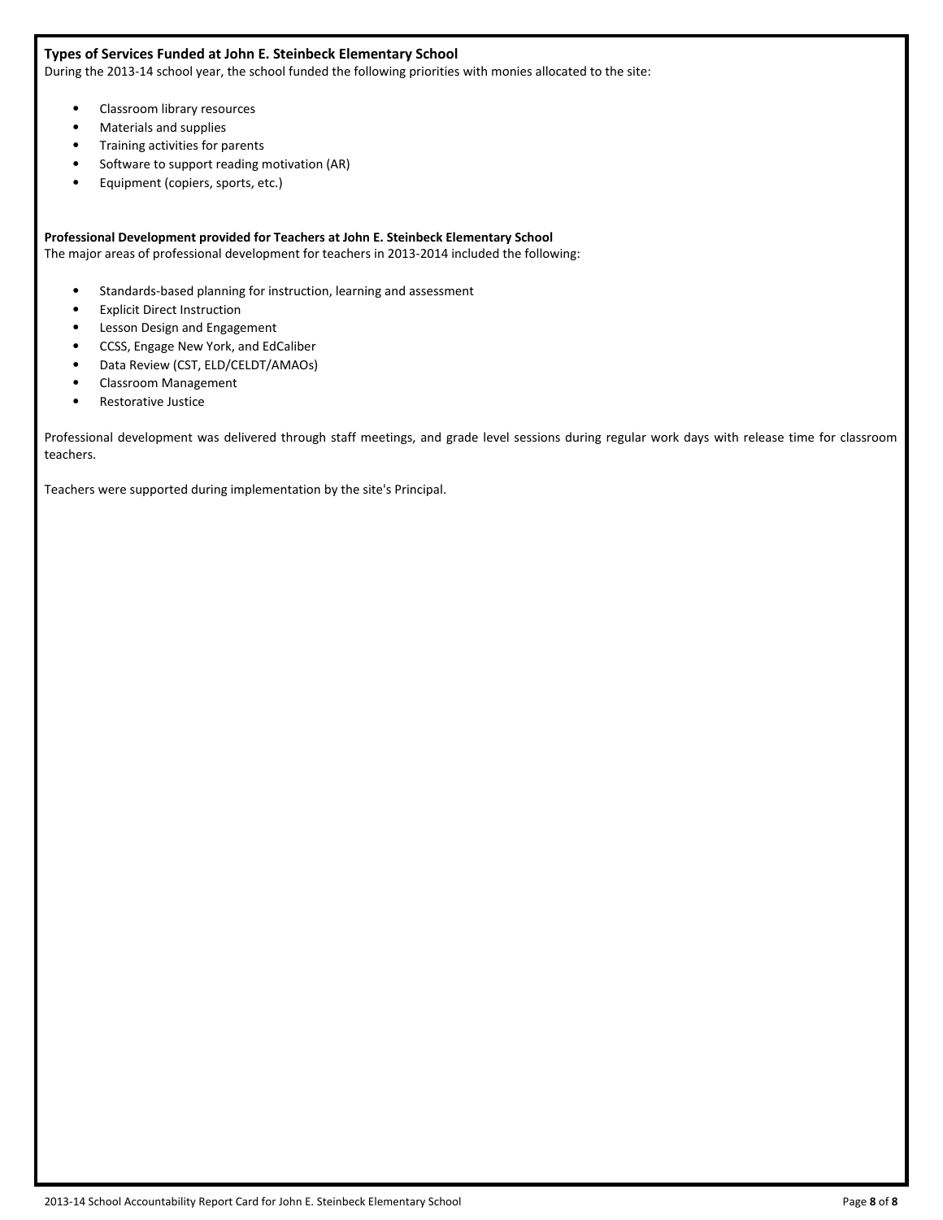**Types of Services Funded at John E. Steinbeck Elementary School**

During the 2013-14 school year, the school funded the following priorities with monies allocated to the site:

- Classroom library resources
- Materials and supplies
- Training activities for parents
- Software to support reading motivation (AR)
- Equipment (copiers, sports, etc.)

**Professional Development provided for Teachers at John E. Steinbeck Elementary School**

The major areas of professional development for teachers in 2013-2014 included the following:

- Standards-based planning for instruction, learning and assessment
- Explicit Direct Instruction
- Lesson Design and Engagement
- CCSS, Engage New York, and EdCaliber
- Data Review (CST, ELD/CELDT/AMAOs)
- Classroom Management
- Restorative Justice

Professional development was delivered through staff meetings, and grade level sessions during regular work days with release time for classroom teachers.

Teachers were supported during implementation by the site's Principal.